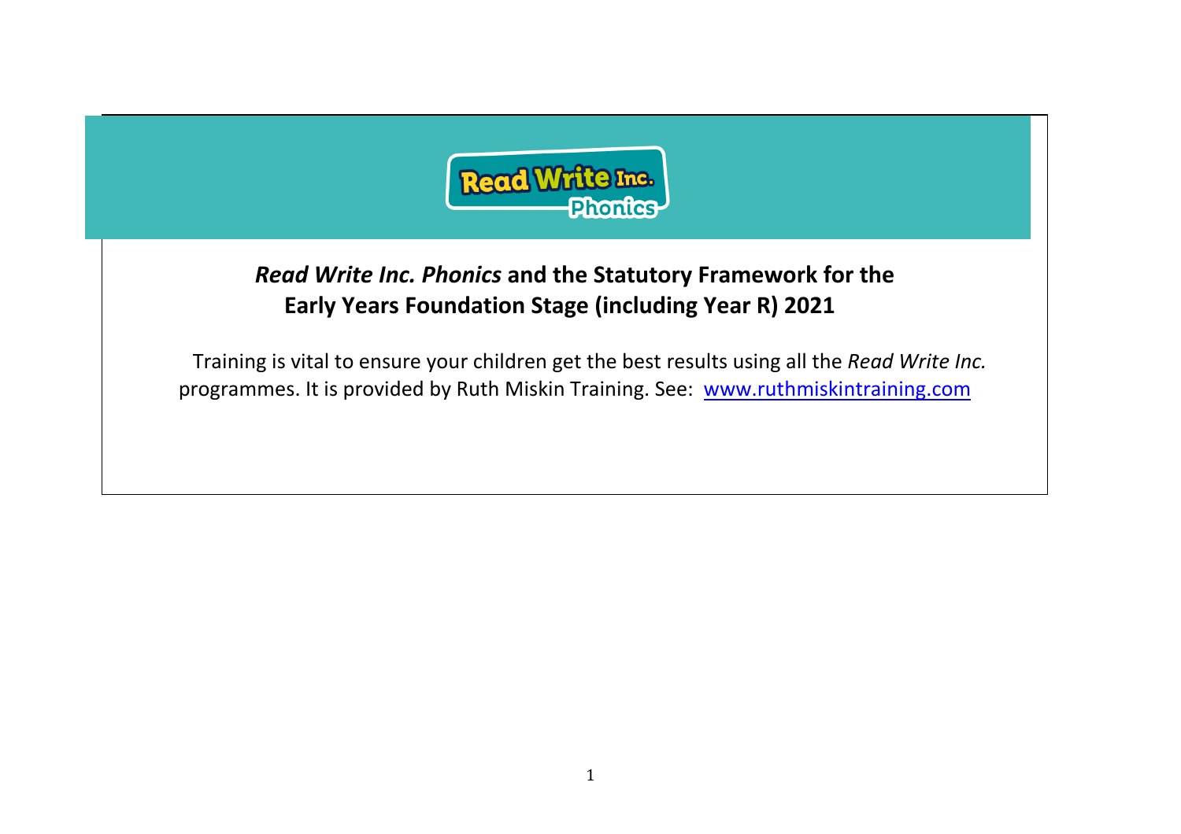# *Read Write Inc. Phonics* and the Statutory Framework for the Early Years Foundation Stage (including Year R) 2021

Training is vital to ensure your children get the best results using all the *Read Write Inc.* programmes. It is provided by Ruth Miskin Training. See: [www.ruthmiskintraining.com](http://www.ruthmiskintraining.com)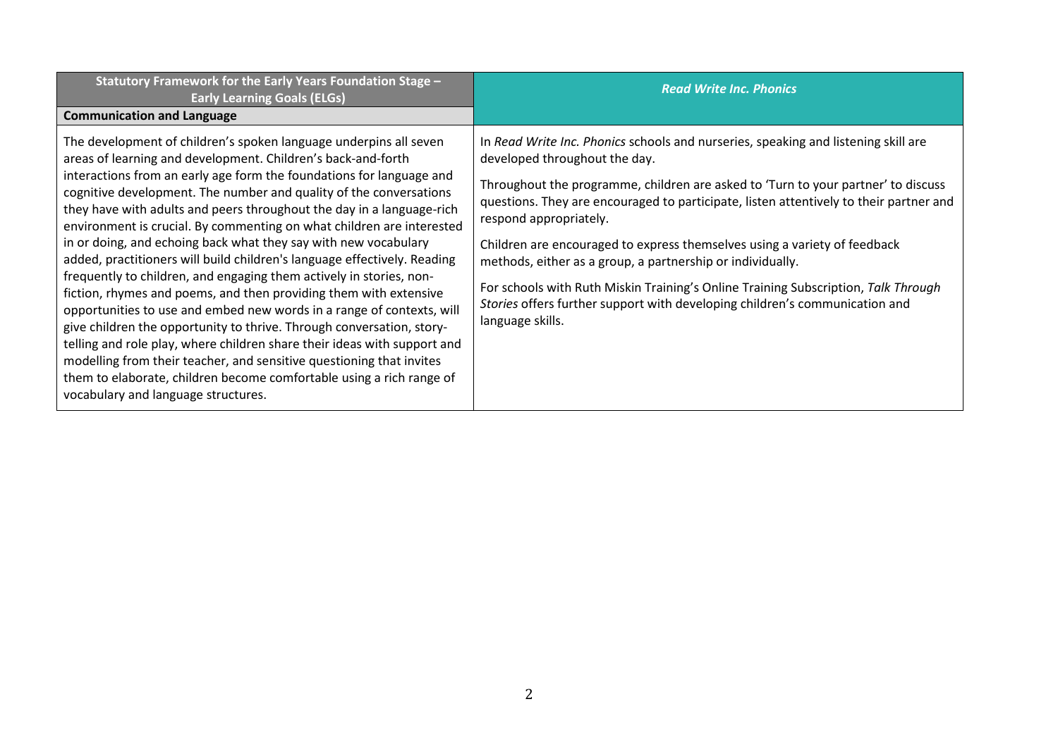| Statutory Framework for the Early Years Foundation Stage – Early Learning Goals (ELGs)<br>**Communication and Language** | *Read Write Inc. Phonics* |
|---|---|
| The development of children's spoken language underpins all seven areas of learning and development. Children's back-and-forth interactions from an early age form the foundations for language and cognitive development. The number and quality of the conversations they have with adults and peers throughout the day in a language-rich environment is crucial. By commenting on what children are interested in or doing, and echoing back what they say with new vocabulary added, practitioners will build children's language effectively. Reading frequently to children, and engaging them actively in stories, non-fiction, rhymes and poems, and then providing them with extensive opportunities to use and embed new words in a range of contexts, will give children the opportunity to thrive. Through conversation, story-telling and role play, where children share their ideas with support and modelling from their teacher, and sensitive questioning that invites them to elaborate, children become comfortable using a rich range of vocabulary and language structures. | In *Read Write Inc. Phonics* schools and nurseries, speaking and listening skill are developed throughout the day.<br><br>Throughout the programme, children are asked to 'Turn to your partner' to discuss questions. They are encouraged to participate, listen attentively to their partner and respond appropriately.<br><br>Children are encouraged to express themselves using a variety of feedback methods, either as a group, a partnership or individually.<br><br>For schools with Ruth Miskin Training's Online Training Subscription, *Talk Through Stories* offers further support with developing children's communication and language skills. |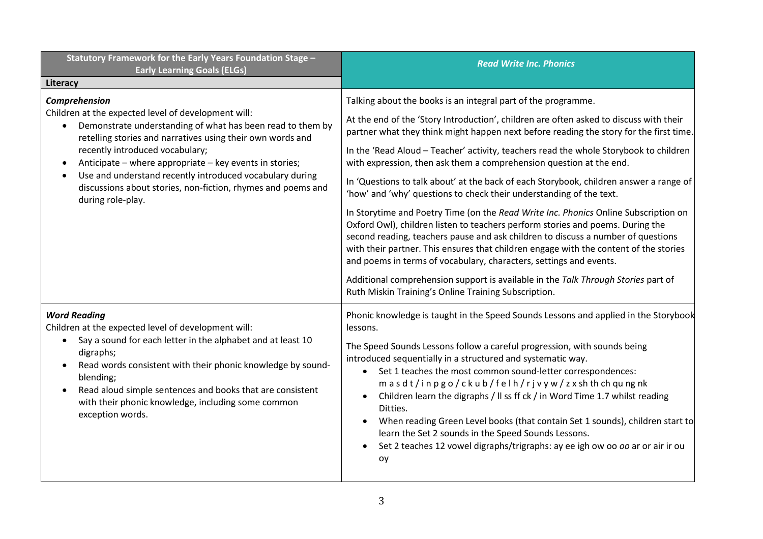| Statutory Framework for the Early Years Foundation Stage – Early Learning Goals (ELGs) | *Read Write Inc. Phonics* |
|---|---|
| **Literacy** | |
| ***Comprehension***<br>Children at the expected level of development will:<br>• Demonstrate understanding of what has been read to them by retelling stories and narratives using their own words and recently introduced vocabulary;<br>• Anticipate – where appropriate – key events in stories;<br>• Use and understand recently introduced vocabulary during discussions about stories, non-fiction, rhymes and poems and during role-play. | Talking about the books is an integral part of the programme.<br><br>At the end of the 'Story Introduction', children are often asked to discuss with their partner what they think might happen next before reading the story for the first time.<br><br>In the 'Read Aloud – Teacher' activity, teachers read the whole Storybook to children with expression, then ask them a comprehension question at the end.<br><br>In 'Questions to talk about' at the back of each Storybook, children answer a range of 'how' and 'why' questions to check their understanding of the text.<br><br>In Storytime and Poetry Time (on the *Read Write Inc. Phonics* Online Subscription on Oxford Owl), children listen to teachers perform stories and poems. During the second reading, teachers pause and ask children to discuss a number of questions with their partner. This ensures that children engage with the content of the stories and poems in terms of vocabulary, characters, settings and events.<br><br>Additional comprehension support is available in the *Talk Through Stories* part of Ruth Miskin Training's Online Training Subscription. |
| ***Word Reading***<br>Children at the expected level of development will:<br>• Say a sound for each letter in the alphabet and at least 10 digraphs;<br>• Read words consistent with their phonic knowledge by sound-blending;<br>• Read aloud simple sentences and books that are consistent with their phonic knowledge, including some common exception words. | Phonic knowledge is taught in the Speed Sounds Lessons and applied in the Storybook lessons.<br><br>The Speed Sounds Lessons follow a careful progression, with sounds being introduced sequentially in a structured and systematic way.<br>• Set 1 teaches the most common sound-letter correspondences: m a s d t / i n p g o / c k u b / f e l h / r j v y w / z x sh th ch qu ng nk<br>• Children learn the digraphs / ll ss ff ck / in Word Time 1.7 whilst reading Ditties.<br>• When reading Green Level books (that contain Set 1 sounds), children start to learn the Set 2 sounds in the Speed Sounds Lessons.<br>• Set 2 teaches 12 vowel digraphs/trigraphs: ay ee igh ow oo *oo* ar or air ir ou oy |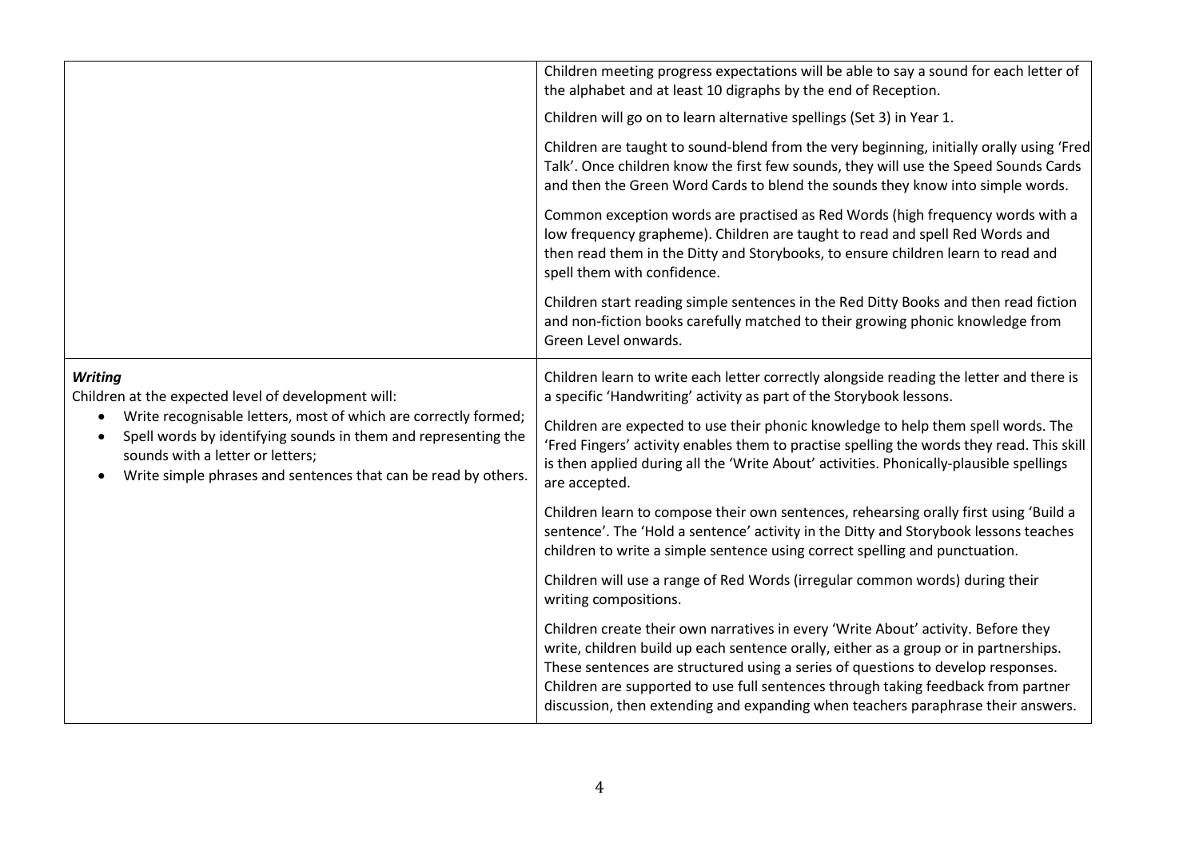| | |
|---|---|
| | Children meeting progress expectations will be able to say a sound for each letter of the alphabet and at least 10 digraphs by the end of Reception.<br><br>Children will go on to learn alternative spellings (Set 3) in Year 1.<br><br>Children are taught to sound-blend from the very beginning, initially orally using 'Fred Talk'. Once children know the first few sounds, they will use the Speed Sounds Cards and then the Green Word Cards to blend the sounds they know into simple words.<br><br>Common exception words are practised as Red Words (high frequency words with a low frequency grapheme). Children are taught to read and spell Red Words and then read them in the Ditty and Storybooks, to ensure children learn to read and spell them with confidence.<br><br>Children start reading simple sentences in the Red Ditty Books and then read fiction and non-fiction books carefully matched to their growing phonic knowledge from Green Level onwards. |
| ***Writing***<br>Children at the expected level of development will:<br>• Write recognisable letters, most of which are correctly formed;<br>• Spell words by identifying sounds in them and representing the sounds with a letter or letters;<br>• Write simple phrases and sentences that can be read by others. | Children learn to write each letter correctly alongside reading the letter and there is a specific 'Handwriting' activity as part of the Storybook lessons.<br><br>Children are expected to use their phonic knowledge to help them spell words. The 'Fred Fingers' activity enables them to practise spelling the words they read. This skill is then applied during all the 'Write About' activities. Phonically-plausible spellings are accepted.<br><br>Children learn to compose their own sentences, rehearsing orally first using 'Build a sentence'. The 'Hold a sentence' activity in the Ditty and Storybook lessons teaches children to write a simple sentence using correct spelling and punctuation.<br><br>Children will use a range of Red Words (irregular common words) during their writing compositions.<br><br>Children create their own narratives in every 'Write About' activity. Before they write, children build up each sentence orally, either as a group or in partnerships. These sentences are structured using a series of questions to develop responses. Children are supported to use full sentences through taking feedback from partner discussion, then extending and expanding when teachers paraphrase their answers. |